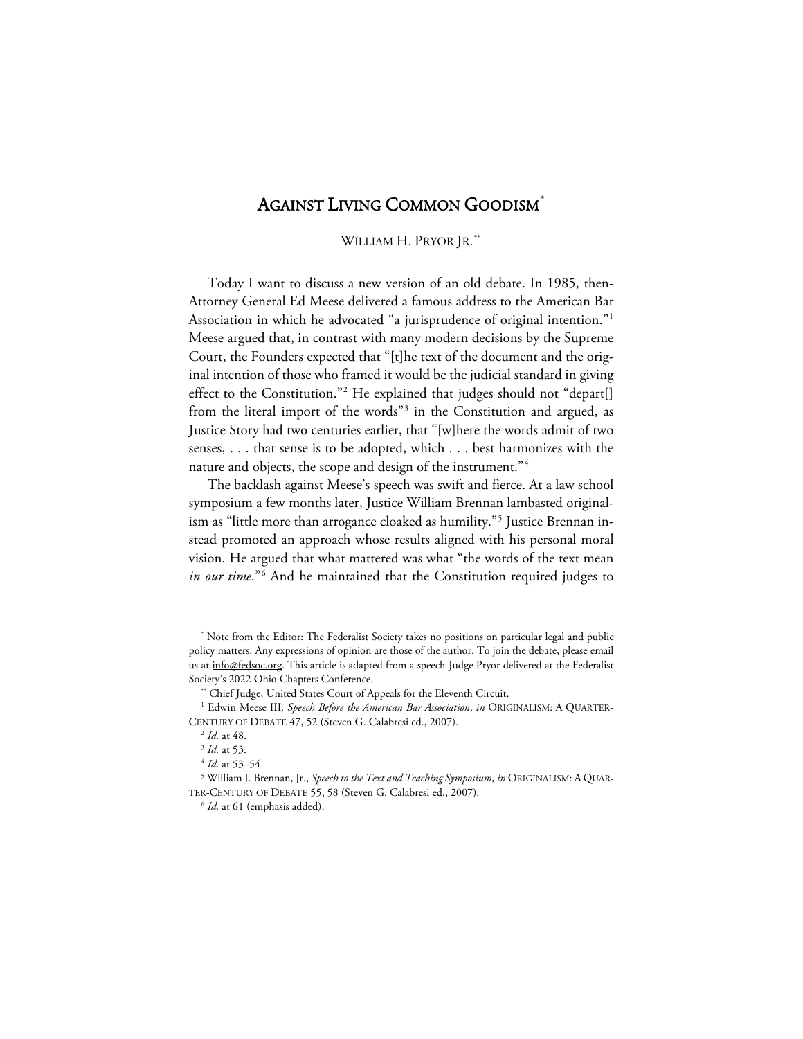# AGAINST LIVING COMMON GOODISM[*]

WILLIAM H. PRYOR JR.[**]

Today I want to discuss a new version of an old debate. In 1985, then-Attorney General Ed Meese delivered a famous address to the American Bar Association in which he advocated "a jurisprudence of original intention."[1] Meese argued that, in contrast with many modern decisions by the Supreme Court, the Founders expected that "[t]he text of the document and the original intention of those who framed it would be the judicial standard in giving effect to the Constitution."[2] He explained that judges should not "depart[] from the literal import of the words"[3] in the Constitution and argued, as Justice Story had two centuries earlier, that "[w]here the words admit of two senses, . . . that sense is to be adopted, which . . . best harmonizes with the nature and objects, the scope and design of the instrument."[4]

The backlash against Meese's speech was swift and fierce. At a law school symposium a few months later, Justice William Brennan lambasted originalism as "little more than arrogance cloaked as humility."[5] Justice Brennan instead promoted an approach whose results aligned with his personal moral vision. He argued that what mattered was what "the words of the text mean *in our time*."[6] And he maintained that the Constitution required judges to

---

[*] Note from the Editor: The Federalist Society takes no positions on particular legal and public policy matters. Any expressions of opinion are those of the author. To join the debate, please email us at info@fedsoc.org. This article is adapted from a speech Judge Pryor delivered at the Federalist Society's 2022 Ohio Chapters Conference.

[**] Chief Judge, United States Court of Appeals for the Eleventh Circuit.

[1] Edwin Meese III, *Speech Before the American Bar Association*, *in* ORIGINALISM: A QUARTER-CENTURY OF DEBATE 47, 52 (Steven G. Calabresi ed., 2007).

[2] *Id.* at 48.

[3] *Id.* at 53.

[4] *Id.* at 53–54.

[5] William J. Brennan, Jr., *Speech to the Text and Teaching Symposium*, *in* ORIGINALISM: A QUARTER-CENTURY OF DEBATE 55, 58 (Steven G. Calabresi ed., 2007).

[6] *Id.* at 61 (emphasis added).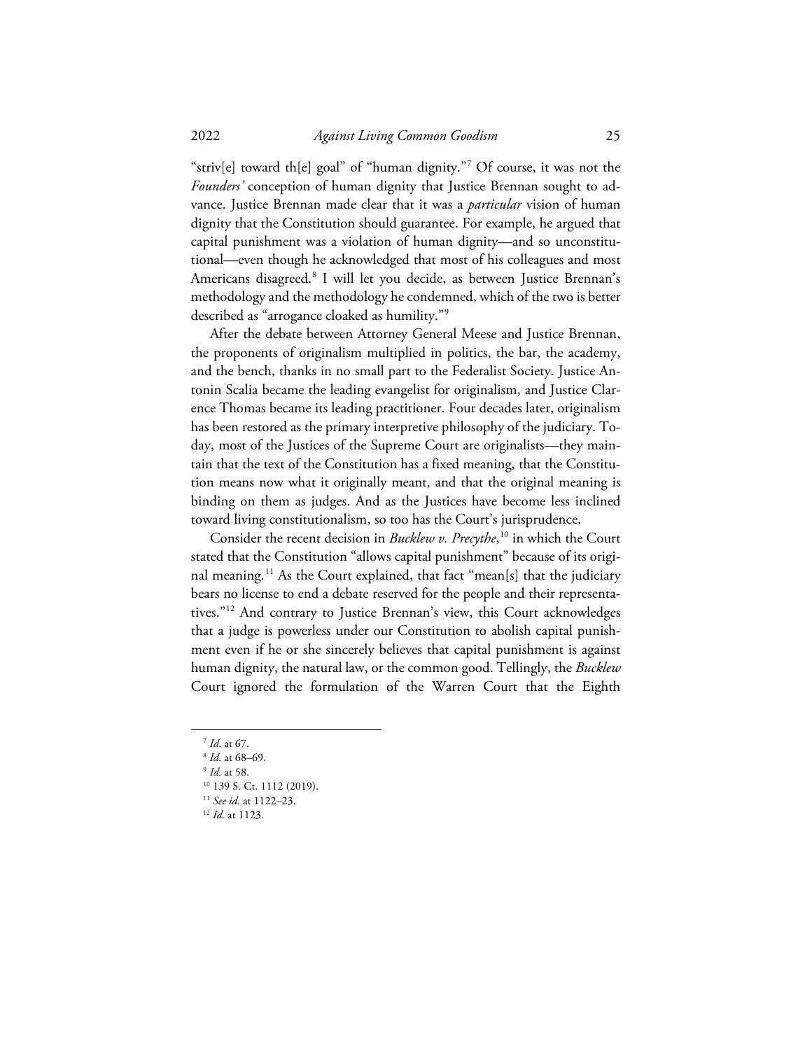"striv[e] toward th[e] goal" of "human dignity."[7] Of course, it was not the *Founders'* conception of human dignity that Justice Brennan sought to advance. Justice Brennan made clear that it was a *particular* vision of human dignity that the Constitution should guarantee. For example, he argued that capital punishment was a violation of human dignity—and so unconstitutional—even though he acknowledged that most of his colleagues and most Americans disagreed.[8] I will let you decide, as between Justice Brennan's methodology and the methodology he condemned, which of the two is better described as "arrogance cloaked as humility."[9]

After the debate between Attorney General Meese and Justice Brennan, the proponents of originalism multiplied in politics, the bar, the academy, and the bench, thanks in no small part to the Federalist Society. Justice Antonin Scalia became the leading evangelist for originalism, and Justice Clarence Thomas became its leading practitioner. Four decades later, originalism has been restored as the primary interpretive philosophy of the judiciary. Today, most of the Justices of the Supreme Court are originalists—they maintain that the text of the Constitution has a fixed meaning, that the Constitution means now what it originally meant, and that the original meaning is binding on them as judges. And as the Justices have become less inclined toward living constitutionalism, so too has the Court's jurisprudence.

Consider the recent decision in *Bucklew v. Precythe*,[10] in which the Court stated that the Constitution "allows capital punishment" because of its original meaning.[11] As the Court explained, that fact "mean[s] that the judiciary bears no license to end a debate reserved for the people and their representatives."[12] And contrary to Justice Brennan's view, this Court acknowledges that a judge is powerless under our Constitution to abolish capital punishment even if he or she sincerely believes that capital punishment is against human dignity, the natural law, or the common good. Tellingly, the *Bucklew* Court ignored the formulation of the Warren Court that the Eighth

---

[7] *Id.* at 67.

[8] *Id.* at 68–69.

[9] *Id.* at 58.

[10] 139 S. Ct. 1112 (2019).

[11] *See id.* at 1122–23.

[12] *Id.* at 1123.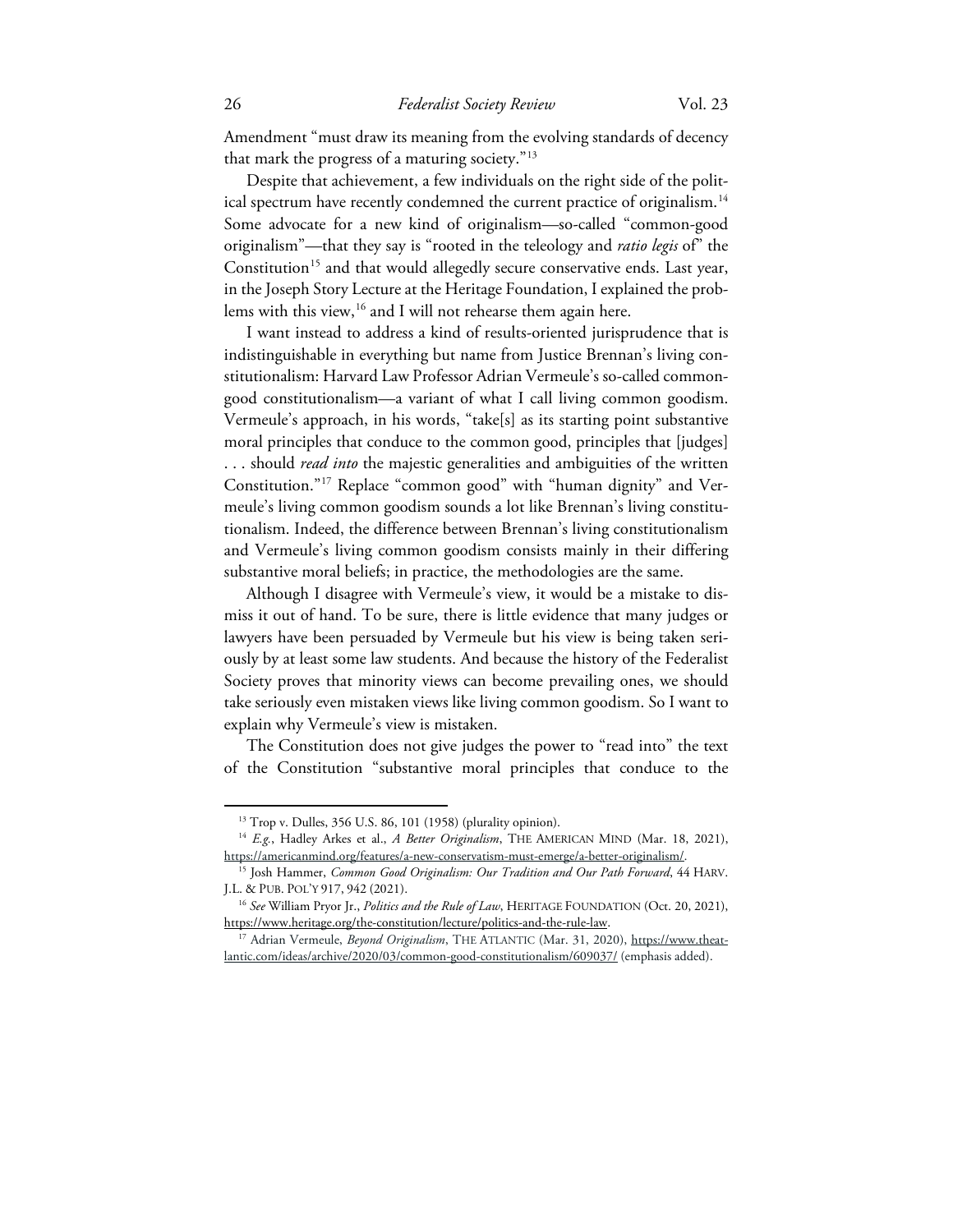Amendment "must draw its meaning from the evolving standards of decency that mark the progress of a maturing society."[13]

Despite that achievement, a few individuals on the right side of the political spectrum have recently condemned the current practice of originalism.[14] Some advocate for a new kind of originalism—so-called "common-good originalism"—that they say is "rooted in the teleology and *ratio legis* of" the Constitution[15] and that would allegedly secure conservative ends. Last year, in the Joseph Story Lecture at the Heritage Foundation, I explained the problems with this view,[16] and I will not rehearse them again here.

I want instead to address a kind of results-oriented jurisprudence that is indistinguishable in everything but name from Justice Brennan's living constitutionalism: Harvard Law Professor Adrian Vermeule's so-called common-good constitutionalism—a variant of what I call living common goodism. Vermeule's approach, in his words, "take[s] as its starting point substantive moral principles that conduce to the common good, principles that [judges] . . . should *read into* the majestic generalities and ambiguities of the written Constitution."[17] Replace "common good" with "human dignity" and Vermeule's living common goodism sounds a lot like Brennan's living constitutionalism. Indeed, the difference between Brennan's living constitutionalism and Vermeule's living common goodism consists mainly in their differing substantive moral beliefs; in practice, the methodologies are the same.

Although I disagree with Vermeule's view, it would be a mistake to dismiss it out of hand. To be sure, there is little evidence that many judges or lawyers have been persuaded by Vermeule but his view is being taken seriously by at least some law students. And because the history of the Federalist Society proves that minority views can become prevailing ones, we should take seriously even mistaken views like living common goodism. So I want to explain why Vermeule's view is mistaken.

The Constitution does not give judges the power to "read into" the text of the Constitution "substantive moral principles that conduce to the

---

[13] Trop v. Dulles, 356 U.S. 86, 101 (1958) (plurality opinion).

[14] *E.g.*, Hadley Arkes et al., *A Better Originalism*, THE AMERICAN MIND (Mar. 18, 2021), https://americanmind.org/features/a-new-conservatism-must-emerge/a-better-originalism/.

[15] Josh Hammer, *Common Good Originalism: Our Tradition and Our Path Forward*, 44 HARV. J.L. & PUB. POL'Y 917, 942 (2021).

[16] *See* William Pryor Jr., *Politics and the Rule of Law*, HERITAGE FOUNDATION (Oct. 20, 2021), https://www.heritage.org/the-constitution/lecture/politics-and-the-rule-law.

[17] Adrian Vermeule, *Beyond Originalism*, THE ATLANTIC (Mar. 31, 2020), https://www.theatlantic.com/ideas/archive/2020/03/common-good-constitutionalism/609037/ (emphasis added).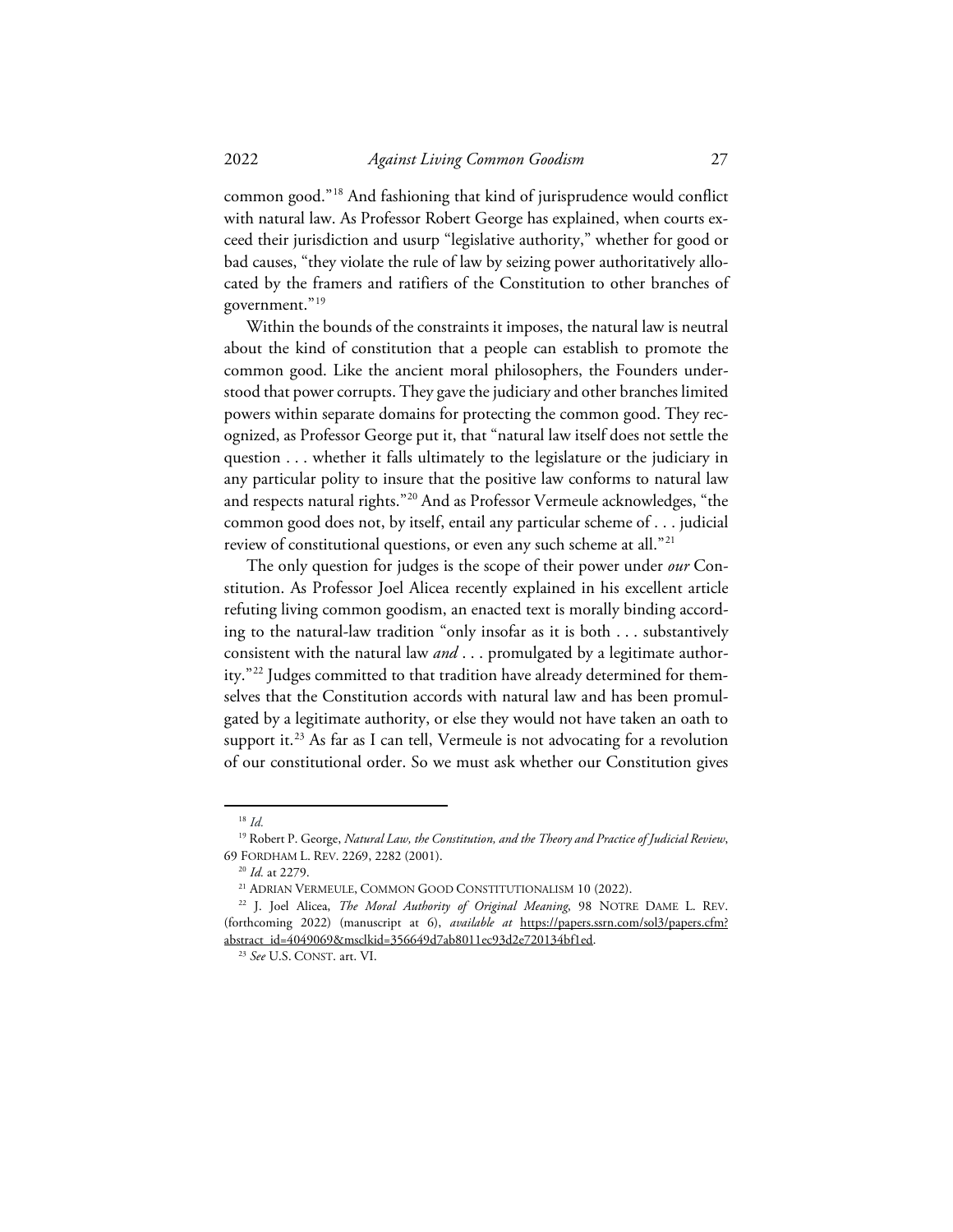common good."[18] And fashioning that kind of jurisprudence would conflict with natural law. As Professor Robert George has explained, when courts exceed their jurisdiction and usurp "legislative authority," whether for good or bad causes, "they violate the rule of law by seizing power authoritatively allocated by the framers and ratifiers of the Constitution to other branches of government."[19]

Within the bounds of the constraints it imposes, the natural law is neutral about the kind of constitution that a people can establish to promote the common good. Like the ancient moral philosophers, the Founders understood that power corrupts. They gave the judiciary and other branches limited powers within separate domains for protecting the common good. They recognized, as Professor George put it, that "natural law itself does not settle the question . . . whether it falls ultimately to the legislature or the judiciary in any particular polity to insure that the positive law conforms to natural law and respects natural rights."[20] And as Professor Vermeule acknowledges, "the common good does not, by itself, entail any particular scheme of . . . judicial review of constitutional questions, or even any such scheme at all."[21]

The only question for judges is the scope of their power under *our* Constitution. As Professor Joel Alicea recently explained in his excellent article refuting living common goodism, an enacted text is morally binding according to the natural-law tradition "only insofar as it is both . . . substantively consistent with the natural law *and* . . . promulgated by a legitimate authority."[22] Judges committed to that tradition have already determined for themselves that the Constitution accords with natural law and has been promulgated by a legitimate authority, or else they would not have taken an oath to support it.[23] As far as I can tell, Vermeule is not advocating for a revolution of our constitutional order. So we must ask whether our Constitution gives

---

[18] *Id.*

[19] Robert P. George, *Natural Law, the Constitution, and the Theory and Practice of Judicial Review*, 69 FORDHAM L. REV. 2269, 2282 (2001).

[20] *Id.* at 2279.

[21] ADRIAN VERMEULE, COMMON GOOD CONSTITUTIONALISM 10 (2022).

[22] J. Joel Alicea, *The Moral Authority of Original Meaning*, 98 NOTRE DAME L. REV. (forthcoming 2022) (manuscript at 6), *available at* https://papers.ssrn.com/sol3/papers.cfm?abstract_id=4049069&msclkid=356649d7ab8011ec93d2e720134bf1ed.

[23] *See* U.S. CONST. art. VI.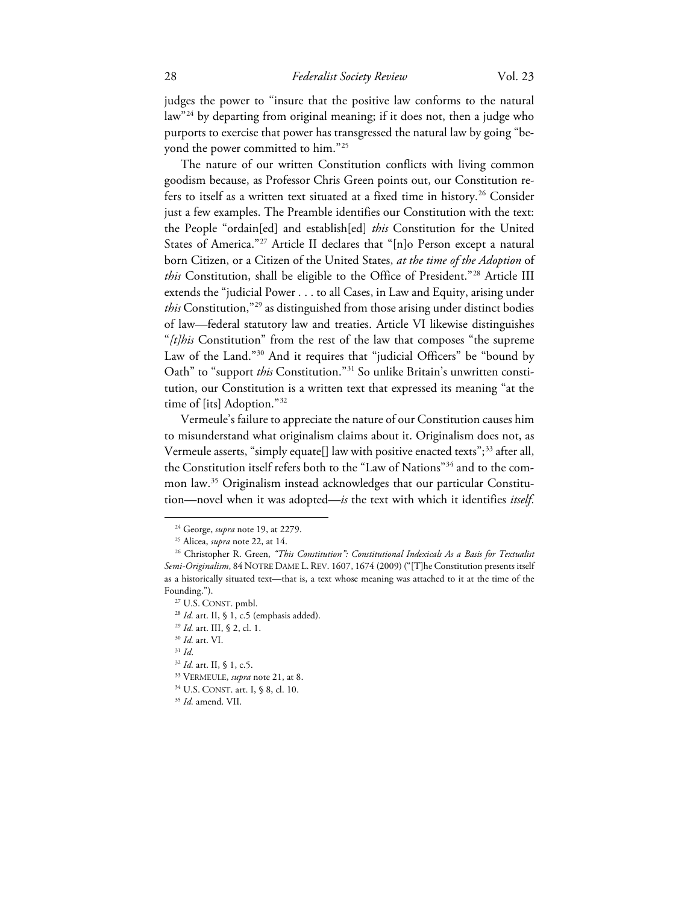judges the power to "insure that the positive law conforms to the natural law"[24] by departing from original meaning; if it does not, then a judge who purports to exercise that power has transgressed the natural law by going "beyond the power committed to him."[25]

The nature of our written Constitution conflicts with living common goodism because, as Professor Chris Green points out, our Constitution refers to itself as a written text situated at a fixed time in history.[26] Consider just a few examples. The Preamble identifies our Constitution with the text: the People "ordain[ed] and establish[ed] *this* Constitution for the United States of America."[27] Article II declares that "[n]o Person except a natural born Citizen, or a Citizen of the United States, *at the time of the Adoption* of *this* Constitution, shall be eligible to the Office of President."[28] Article III extends the "judicial Power . . . to all Cases, in Law and Equity, arising under *this* Constitution,"[29] as distinguished from those arising under distinct bodies of law—federal statutory law and treaties. Article VI likewise distinguishes "*[t]his* Constitution" from the rest of the law that composes "the supreme Law of the Land."[30] And it requires that "judicial Officers" be "bound by Oath" to "support *this* Constitution."[31] So unlike Britain's unwritten constitution, our Constitution is a written text that expressed its meaning "at the time of [its] Adoption."[32]

Vermeule's failure to appreciate the nature of our Constitution causes him to misunderstand what originalism claims about it. Originalism does not, as Vermeule asserts, "simply equate[] law with positive enacted texts";[33] after all, the Constitution itself refers both to the "Law of Nations"[34] and to the common law.[35] Originalism instead acknowledges that our particular Constitution—novel when it was adopted—*is* the text with which it identifies *itself*.

---

[24] George, *supra* note 19, at 2279.

[25] Alicea, *supra* note 22, at 14.

[26] Christopher R. Green, *"This Constitution": Constitutional Indexicals As a Basis for Textualist Semi-Originalism*, 84 NOTRE DAME L. REV. 1607, 1674 (2009) ("[T]he Constitution presents itself as a historically situated text—that is, a text whose meaning was attached to it at the time of the Founding.").

[27] U.S. CONST. pmbl.

[28] *Id.* art. II, § 1, c.5 (emphasis added).

[29] *Id.* art. III, § 2, cl. 1.

[30] *Id.* art. VI.

[31] *Id*.

[32] *Id.* art. II, § 1, c.5.

[33] VERMEULE, *supra* note 21, at 8.

[34] U.S. CONST. art. I, § 8, cl. 10.

[35] *Id.* amend. VII.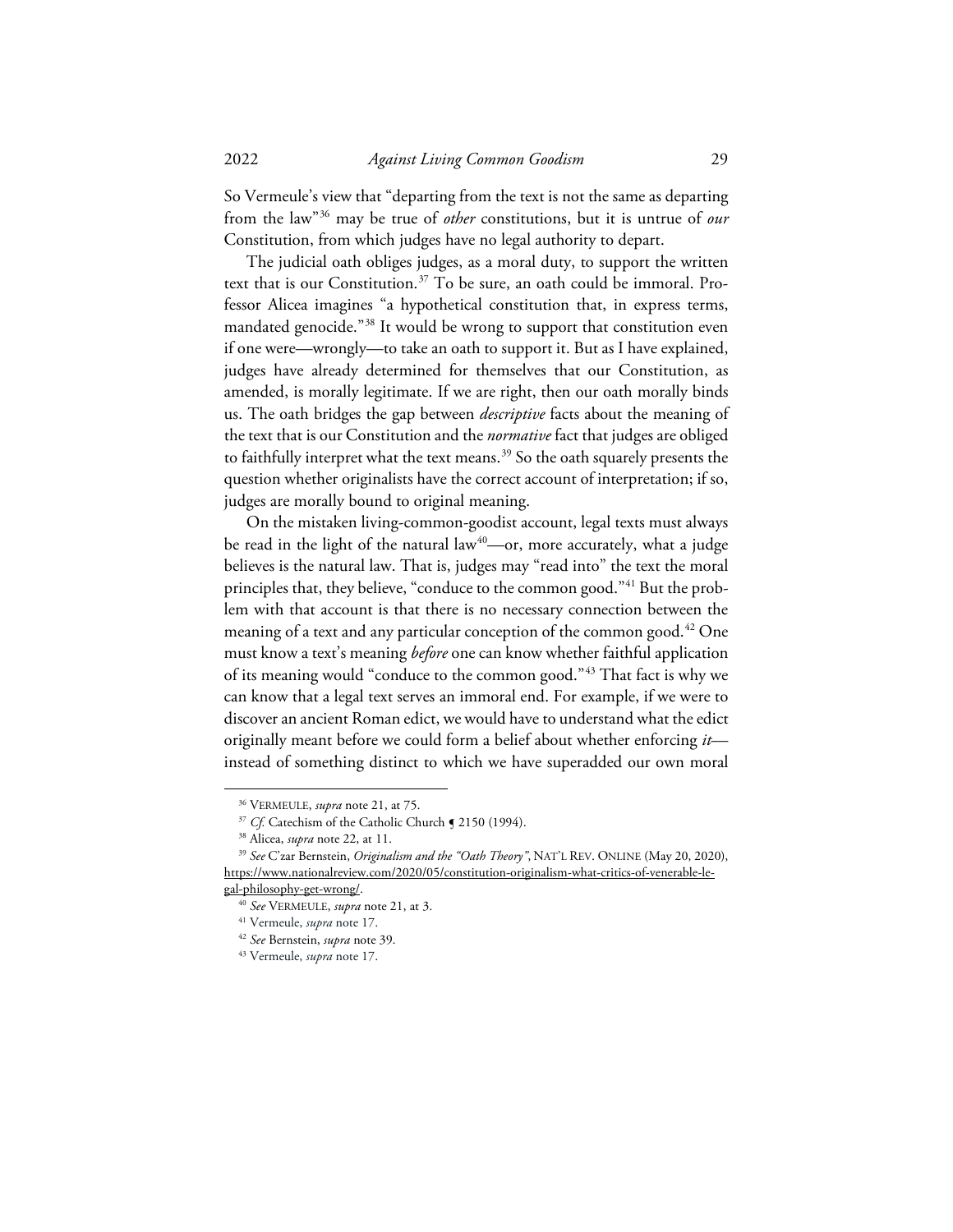So Vermeule's view that "departing from the text is not the same as departing from the law"[36] may be true of *other* constitutions, but it is untrue of *our* Constitution, from which judges have no legal authority to depart.

The judicial oath obliges judges, as a moral duty, to support the written text that is our Constitution.[37] To be sure, an oath could be immoral. Professor Alicea imagines "a hypothetical constitution that, in express terms, mandated genocide."[38] It would be wrong to support that constitution even if one were—wrongly—to take an oath to support it. But as I have explained, judges have already determined for themselves that our Constitution, as amended, is morally legitimate. If we are right, then our oath morally binds us. The oath bridges the gap between *descriptive* facts about the meaning of the text that is our Constitution and the *normative* fact that judges are obliged to faithfully interpret what the text means.[39] So the oath squarely presents the question whether originalists have the correct account of interpretation; if so, judges are morally bound to original meaning.

On the mistaken living-common-goodist account, legal texts must always be read in the light of the natural law[40]—or, more accurately, what a judge believes is the natural law. That is, judges may "read into" the text the moral principles that, they believe, "conduce to the common good."[41] But the problem with that account is that there is no necessary connection between the meaning of a text and any particular conception of the common good.[42] One must know a text's meaning *before* one can know whether faithful application of its meaning would "conduce to the common good."[43] That fact is why we can know that a legal text serves an immoral end. For example, if we were to discover an ancient Roman edict, we would have to understand what the edict originally meant before we could form a belief about whether enforcing *it*—instead of something distinct to which we have superadded our own moral

---

[36] VERMEULE, *supra* note 21, at 75.

[37] *Cf.* Catechism of the Catholic Church ¶ 2150 (1994).

[38] Alicea, *supra* note 22, at 11.

[39] *See* C'zar Bernstein, *Originalism and the "Oath Theory"*, NAT'L REV. ONLINE (May 20, 2020), https://www.nationalreview.com/2020/05/constitution-originalism-what-critics-of-venerable-legal-philosophy-get-wrong/.

[40] *See* VERMEULE, *supra* note 21, at 3.

[41] Vermeule, *supra* note 17.

[42] *See* Bernstein, *supra* note 39.

[43] Vermeule, *supra* note 17.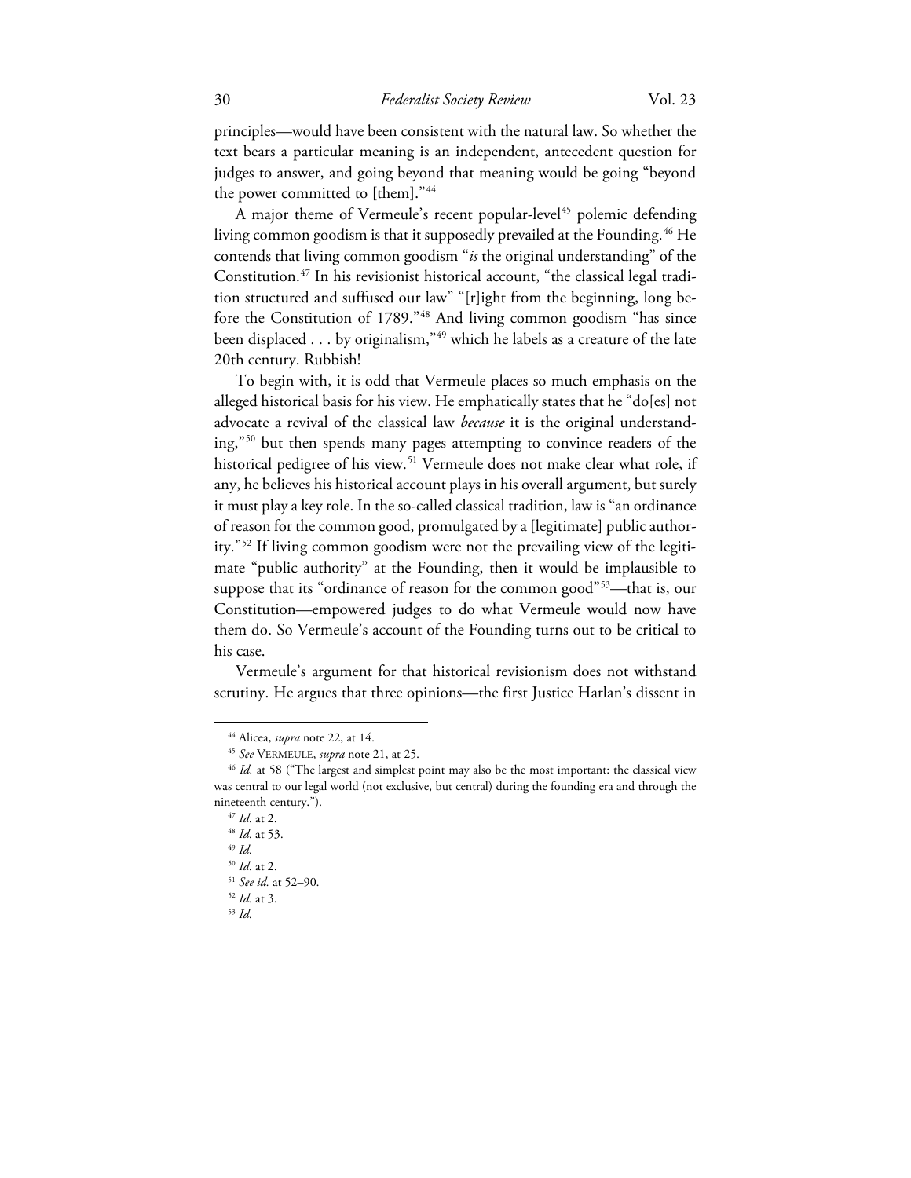principles—would have been consistent with the natural law. So whether the text bears a particular meaning is an independent, antecedent question for judges to answer, and going beyond that meaning would be going "beyond the power committed to [them]."[44]

A major theme of Vermeule's recent popular-level[45] polemic defending living common goodism is that it supposedly prevailed at the Founding.[46] He contends that living common goodism "*is* the original understanding" of the Constitution.[47] In his revisionist historical account, "the classical legal tradition structured and suffused our law" "[r]ight from the beginning, long before the Constitution of 1789."[48] And living common goodism "has since been displaced . . . by originalism,"[49] which he labels as a creature of the late 20th century. Rubbish!

To begin with, it is odd that Vermeule places so much emphasis on the alleged historical basis for his view. He emphatically states that he "do[es] not advocate a revival of the classical law *because* it is the original understanding,"[50] but then spends many pages attempting to convince readers of the historical pedigree of his view.[51] Vermeule does not make clear what role, if any, he believes his historical account plays in his overall argument, but surely it must play a key role. In the so-called classical tradition, law is "an ordinance of reason for the common good, promulgated by a [legitimate] public authority."[52] If living common goodism were not the prevailing view of the legitimate "public authority" at the Founding, then it would be implausible to suppose that its "ordinance of reason for the common good"[53]—that is, our Constitution—empowered judges to do what Vermeule would now have them do. So Vermeule's account of the Founding turns out to be critical to his case.

Vermeule's argument for that historical revisionism does not withstand scrutiny. He argues that three opinions—the first Justice Harlan's dissent in

---

[44] Alicea, *supra* note 22, at 14.

[45] *See* VERMEULE, *supra* note 21, at 25.

[46] *Id.* at 58 ("The largest and simplest point may also be the most important: the classical view was central to our legal world (not exclusive, but central) during the founding era and through the nineteenth century.").

[47] *Id.* at 2.

[48] *Id.* at 53.

[49] *Id.*

[50] *Id.* at 2.

[51] *See id.* at 52–90.

[52] *Id.* at 3.

[53] *Id.*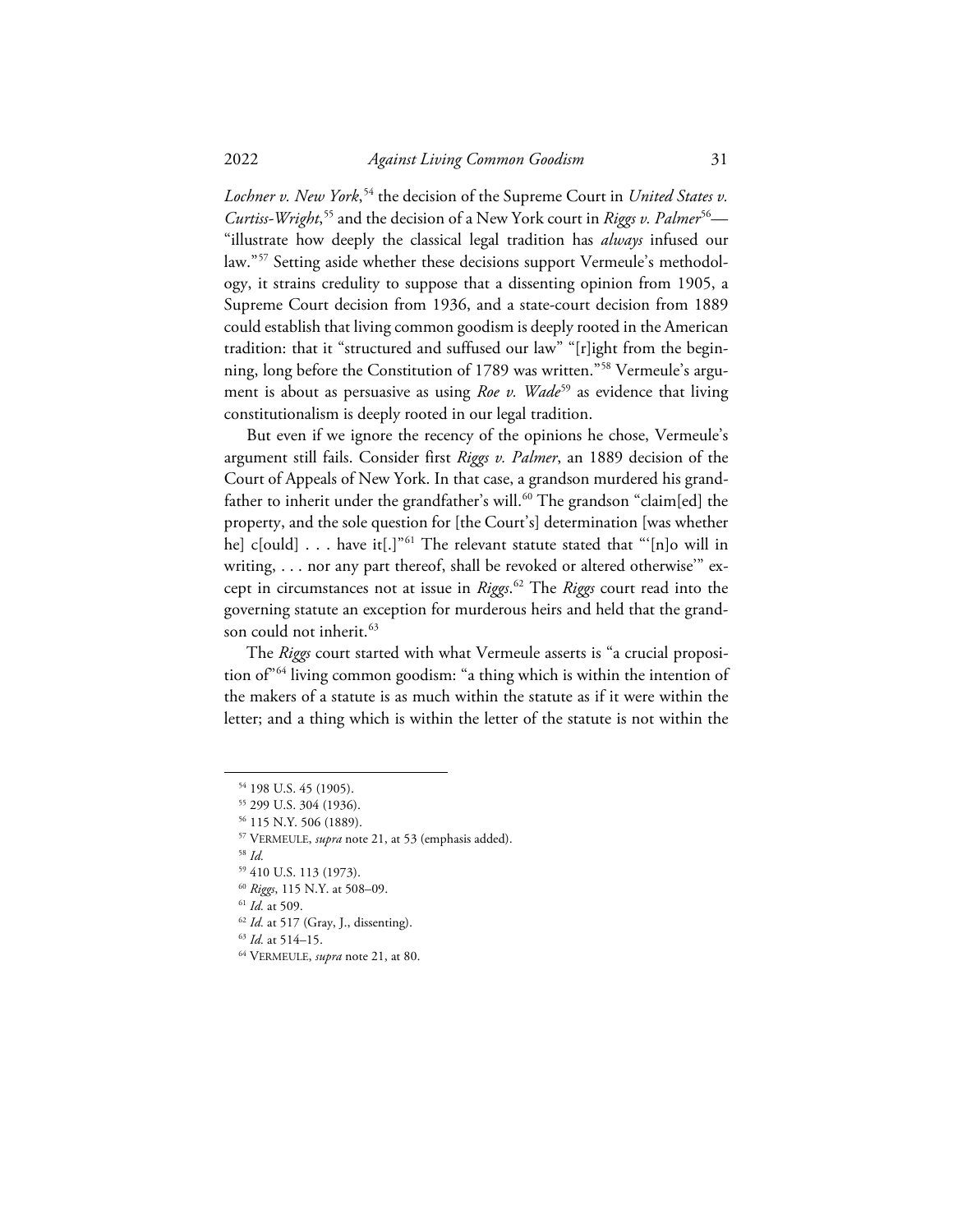*Lochner v. New York*,[54] the decision of the Supreme Court in *United States v. Curtiss-Wright*,[55] and the decision of a New York court in *Riggs v. Palmer*[56]—"illustrate how deeply the classical legal tradition has *always* infused our law."[57] Setting aside whether these decisions support Vermeule's methodology, it strains credulity to suppose that a dissenting opinion from 1905, a Supreme Court decision from 1936, and a state-court decision from 1889 could establish that living common goodism is deeply rooted in the American tradition: that it "structured and suffused our law" "[r]ight from the beginning, long before the Constitution of 1789 was written."[58] Vermeule's argument is about as persuasive as using *Roe v. Wade*[59] as evidence that living constitutionalism is deeply rooted in our legal tradition.

But even if we ignore the recency of the opinions he chose, Vermeule's argument still fails. Consider first *Riggs v. Palmer*, an 1889 decision of the Court of Appeals of New York. In that case, a grandson murdered his grandfather to inherit under the grandfather's will.[60] The grandson "claim[ed] the property, and the sole question for [the Court's] determination [was whether he] c[ould] . . . have it[.]"[61] The relevant statute stated that "'[n]o will in writing, . . . nor any part thereof, shall be revoked or altered otherwise'" except in circumstances not at issue in *Riggs*.[62] The *Riggs* court read into the governing statute an exception for murderous heirs and held that the grandson could not inherit.[63]

The *Riggs* court started with what Vermeule asserts is "a crucial proposition of"[64] living common goodism: "a thing which is within the intention of the makers of a statute is as much within the statute as if it were within the letter; and a thing which is within the letter of the statute is not within the

---

[54] 198 U.S. 45 (1905).

[55] 299 U.S. 304 (1936).

[56] 115 N.Y. 506 (1889).

[57] VERMEULE, *supra* note 21, at 53 (emphasis added).

[58] *Id.*

[59] 410 U.S. 113 (1973).

[60] *Riggs*, 115 N.Y. at 508–09.

[61] *Id.* at 509.

[62] *Id.* at 517 (Gray, J., dissenting).

[63] *Id.* at 514–15.

[64] VERMEULE, *supra* note 21, at 80.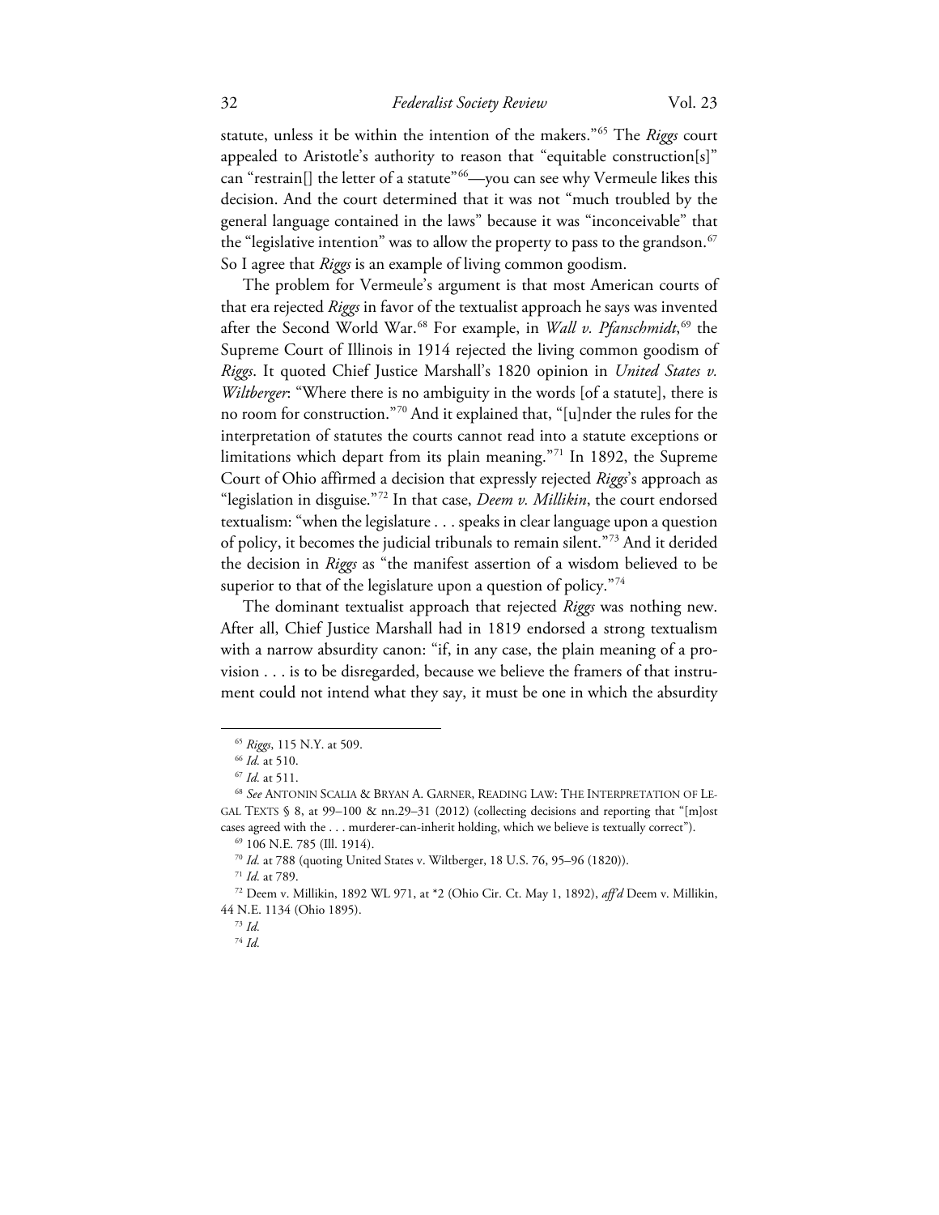statute, unless it be within the intention of the makers."[65] The *Riggs* court appealed to Aristotle's authority to reason that "equitable construction[s]" can "restrain[] the letter of a statute"[66]—you can see why Vermeule likes this decision. And the court determined that it was not "much troubled by the general language contained in the laws" because it was "inconceivable" that the "legislative intention" was to allow the property to pass to the grandson.[67] So I agree that *Riggs* is an example of living common goodism.

The problem for Vermeule's argument is that most American courts of that era rejected *Riggs* in favor of the textualist approach he says was invented after the Second World War.[68] For example, in *Wall v. Pfanschmidt*,[69] the Supreme Court of Illinois in 1914 rejected the living common goodism of *Riggs*. It quoted Chief Justice Marshall's 1820 opinion in *United States v. Wiltberger*: "Where there is no ambiguity in the words [of a statute], there is no room for construction."[70] And it explained that, "[u]nder the rules for the interpretation of statutes the courts cannot read into a statute exceptions or limitations which depart from its plain meaning."[71] In 1892, the Supreme Court of Ohio affirmed a decision that expressly rejected *Riggs*'s approach as "legislation in disguise."[72] In that case, *Deem v. Millikin*, the court endorsed textualism: "when the legislature . . . speaks in clear language upon a question of policy, it becomes the judicial tribunals to remain silent."[73] And it derided the decision in *Riggs* as "the manifest assertion of a wisdom believed to be superior to that of the legislature upon a question of policy."[74]

The dominant textualist approach that rejected *Riggs* was nothing new. After all, Chief Justice Marshall had in 1819 endorsed a strong textualism with a narrow absurdity canon: "if, in any case, the plain meaning of a provision . . . is to be disregarded, because we believe the framers of that instrument could not intend what they say, it must be one in which the absurdity

---

[65] *Riggs*, 115 N.Y. at 509.

[66] *Id.* at 510.

[67] *Id.* at 511.

[68] *See* Antonin Scalia & Bryan A. Garner, Reading Law: The Interpretation of Legal Texts § 8, at 99–100 & nn.29–31 (2012) (collecting decisions and reporting that "[m]ost cases agreed with the . . . murderer-can-inherit holding, which we believe is textually correct").

[69] 106 N.E. 785 (Ill. 1914).

[70] *Id.* at 788 (quoting United States v. Wiltberger, 18 U.S. 76, 95–96 (1820)).

[71] *Id.* at 789.

[72] Deem v. Millikin, 1892 WL 971, at *2 (Ohio Cir. Ct. May 1, 1892), *aff'd* Deem v. Millikin, 44 N.E. 1134 (Ohio 1895).

[73] *Id.*

[74] *Id.*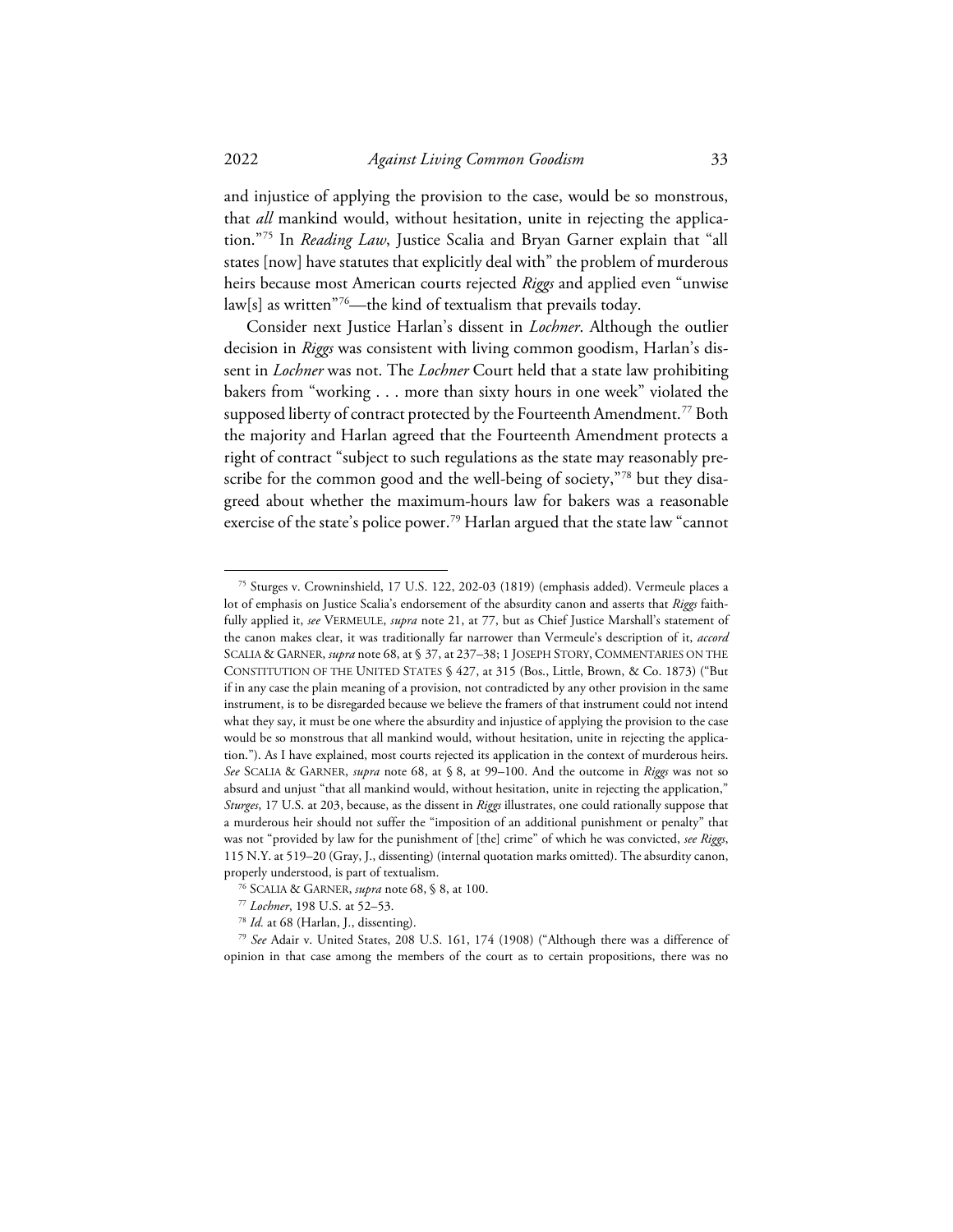and injustice of applying the provision to the case, would be so monstrous, that *all* mankind would, without hesitation, unite in rejecting the application."[75] In *Reading Law*, Justice Scalia and Bryan Garner explain that "all states [now] have statutes that explicitly deal with" the problem of murderous heirs because most American courts rejected *Riggs* and applied even "unwise law[s] as written"[76]—the kind of textualism that prevails today.

Consider next Justice Harlan's dissent in *Lochner*. Although the outlier decision in *Riggs* was consistent with living common goodism, Harlan's dissent in *Lochner* was not. The *Lochner* Court held that a state law prohibiting bakers from "working . . . more than sixty hours in one week" violated the supposed liberty of contract protected by the Fourteenth Amendment.[77] Both the majority and Harlan agreed that the Fourteenth Amendment protects a right of contract "subject to such regulations as the state may reasonably prescribe for the common good and the well-being of society,"[78] but they disagreed about whether the maximum-hours law for bakers was a reasonable exercise of the state's police power.[79] Harlan argued that the state law "cannot

---

[75] Sturges v. Crowninshield, 17 U.S. 122, 202-03 (1819) (emphasis added). Vermeule places a lot of emphasis on Justice Scalia's endorsement of the absurdity canon and asserts that *Riggs* faithfully applied it, *see* VERMEULE, *supra* note 21, at 77, but as Chief Justice Marshall's statement of the canon makes clear, it was traditionally far narrower than Vermeule's description of it, *accord* SCALIA & GARNER, *supra* note 68, at § 37, at 237–38; 1 JOSEPH STORY, COMMENTARIES ON THE CONSTITUTION OF THE UNITED STATES § 427, at 315 (Bos., Little, Brown, & Co. 1873) ("But if in any case the plain meaning of a provision, not contradicted by any other provision in the same instrument, is to be disregarded because we believe the framers of that instrument could not intend what they say, it must be one where the absurdity and injustice of applying the provision to the case would be so monstrous that all mankind would, without hesitation, unite in rejecting the application."). As I have explained, most courts rejected its application in the context of murderous heirs. *See* SCALIA & GARNER, *supra* note 68, at § 8, at 99–100. And the outcome in *Riggs* was not so absurd and unjust "that all mankind would, without hesitation, unite in rejecting the application," *Sturges*, 17 U.S. at 203, because, as the dissent in *Riggs* illustrates, one could rationally suppose that a murderous heir should not suffer the "imposition of an additional punishment or penalty" that was not "provided by law for the punishment of [the] crime" of which he was convicted, *see Riggs*, 115 N.Y. at 519–20 (Gray, J., dissenting) (internal quotation marks omitted). The absurdity canon, properly understood, is part of textualism.

[76] SCALIA & GARNER, *supra* note 68, § 8, at 100.

[77] *Lochner*, 198 U.S. at 52–53.

[78] *Id.* at 68 (Harlan, J., dissenting).

[79] *See* Adair v. United States, 208 U.S. 161, 174 (1908) ("Although there was a difference of opinion in that case among the members of the court as to certain propositions, there was no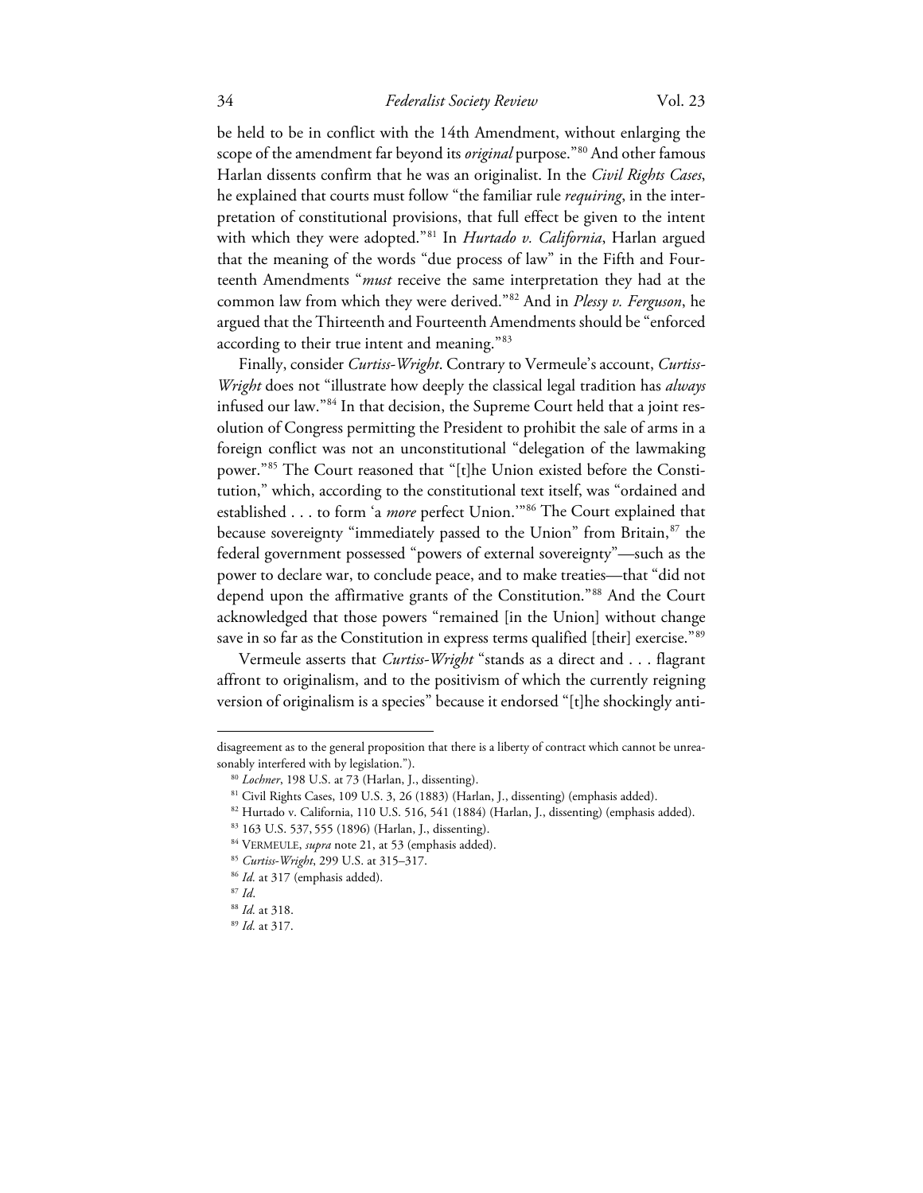be held to be in conflict with the 14th Amendment, without enlarging the scope of the amendment far beyond its *original* purpose."[80] And other famous Harlan dissents confirm that he was an originalist. In the *Civil Rights Cases*, he explained that courts must follow "the familiar rule *requiring*, in the interpretation of constitutional provisions, that full effect be given to the intent with which they were adopted."[81] In *Hurtado v. California*, Harlan argued that the meaning of the words "due process of law" in the Fifth and Fourteenth Amendments "*must* receive the same interpretation they had at the common law from which they were derived."[82] And in *Plessy v. Ferguson*, he argued that the Thirteenth and Fourteenth Amendments should be "enforced according to their true intent and meaning."[83]

Finally, consider *Curtiss-Wright*. Contrary to Vermeule's account, *Curtiss-Wright* does not "illustrate how deeply the classical legal tradition has *always* infused our law."[84] In that decision, the Supreme Court held that a joint resolution of Congress permitting the President to prohibit the sale of arms in a foreign conflict was not an unconstitutional "delegation of the lawmaking power."[85] The Court reasoned that "[t]he Union existed before the Constitution," which, according to the constitutional text itself, was "ordained and established . . . to form 'a *more* perfect Union.'"[86] The Court explained that because sovereignty "immediately passed to the Union" from Britain,[87] the federal government possessed "powers of external sovereignty"—such as the power to declare war, to conclude peace, and to make treaties—that "did not depend upon the affirmative grants of the Constitution."[88] And the Court acknowledged that those powers "remained [in the Union] without change save in so far as the Constitution in express terms qualified [their] exercise."[89]

Vermeule asserts that *Curtiss-Wright* "stands as a direct and . . . flagrant affront to originalism, and to the positivism of which the currently reigning version of originalism is a species" because it endorsed "[t]he shockingly anti-

---

disagreement as to the general proposition that there is a liberty of contract which cannot be unreasonably interfered with by legislation.").

[80] *Lochner*, 198 U.S. at 73 (Harlan, J., dissenting).

[81] Civil Rights Cases, 109 U.S. 3, 26 (1883) (Harlan, J., dissenting) (emphasis added).

[82] Hurtado v. California, 110 U.S. 516, 541 (1884) (Harlan, J., dissenting) (emphasis added).

[83] 163 U.S. 537, 555 (1896) (Harlan, J., dissenting).

[84] Vermeule, *supra* note 21, at 53 (emphasis added).

[85] *Curtiss-Wright*, 299 U.S. at 315–317.

[86] *Id.* at 317 (emphasis added).

[87] *Id*.

[88] *Id.* at 318.

[89] *Id.* at 317.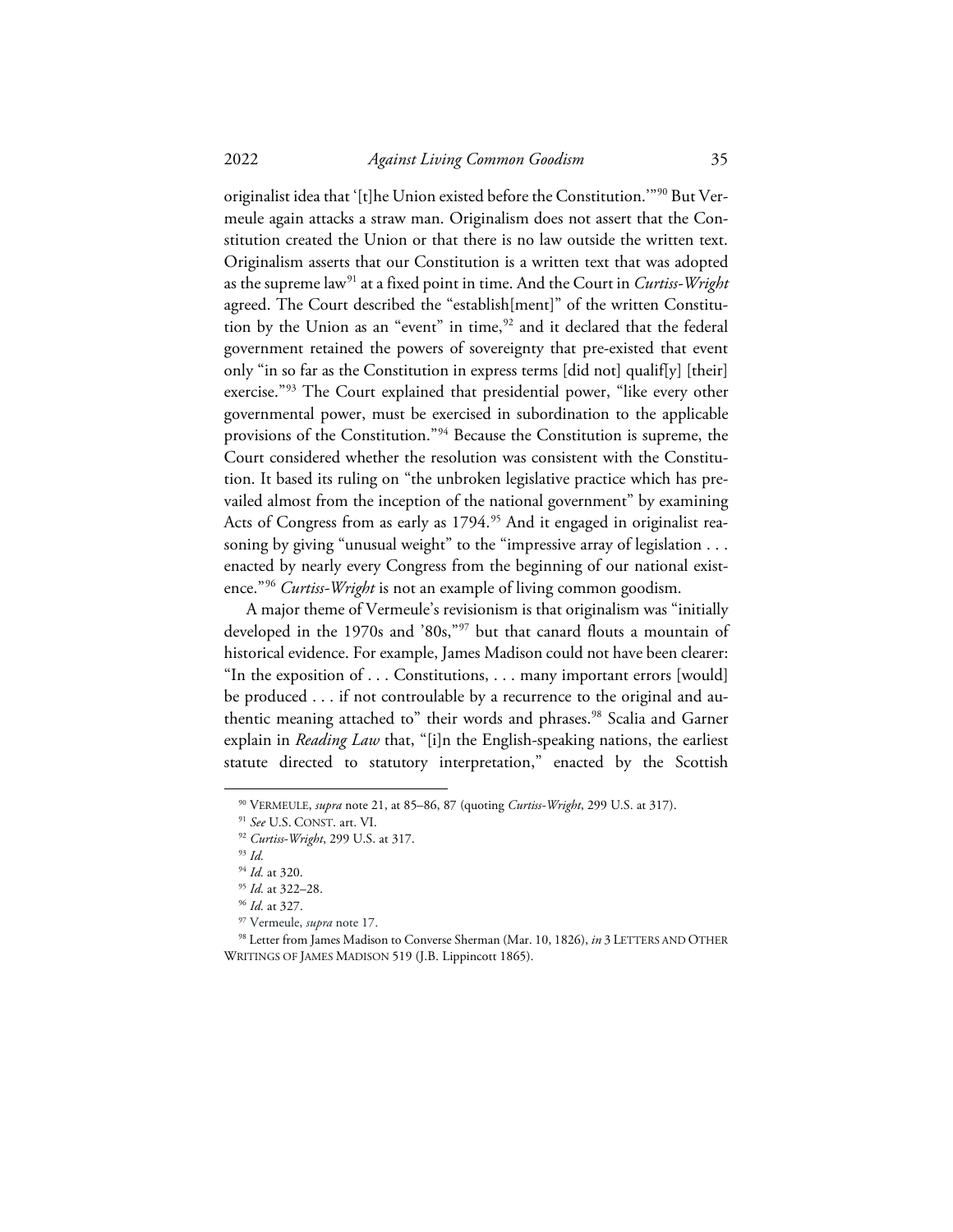originalist idea that '[t]he Union existed before the Constitution.'"[90] But Vermeule again attacks a straw man. Originalism does not assert that the Constitution created the Union or that there is no law outside the written text. Originalism asserts that our Constitution is a written text that was adopted as the supreme law[91] at a fixed point in time. And the Court in *Curtiss-Wright* agreed. The Court described the "establish[ment]" of the written Constitution by the Union as an "event" in time,[92] and it declared that the federal government retained the powers of sovereignty that pre-existed that event only "in so far as the Constitution in express terms [did not] qualif[y] [their] exercise."[93] The Court explained that presidential power, "like every other governmental power, must be exercised in subordination to the applicable provisions of the Constitution."[94] Because the Constitution is supreme, the Court considered whether the resolution was consistent with the Constitution. It based its ruling on "the unbroken legislative practice which has prevailed almost from the inception of the national government" by examining Acts of Congress from as early as 1794.[95] And it engaged in originalist reasoning by giving "unusual weight" to the "impressive array of legislation . . . enacted by nearly every Congress from the beginning of our national existence."[96] *Curtiss-Wright* is not an example of living common goodism.

A major theme of Vermeule's revisionism is that originalism was "initially developed in the 1970s and '80s,"[97] but that canard flouts a mountain of historical evidence. For example, James Madison could not have been clearer: "In the exposition of . . . Constitutions, . . . many important errors [would] be produced . . . if not controulable by a recurrence to the original and authentic meaning attached to" their words and phrases.[98] Scalia and Garner explain in *Reading Law* that, "[i]n the English-speaking nations, the earliest statute directed to statutory interpretation," enacted by the Scottish

---

[90] VERMEULE, *supra* note 21, at 85–86, 87 (quoting *Curtiss-Wright*, 299 U.S. at 317).

[91] *See* U.S. CONST. art. VI.

[92] *Curtiss-Wright*, 299 U.S. at 317.

[93] *Id.*

[94] *Id.* at 320.

[95] *Id.* at 322–28.

[96] *Id.* at 327.

[97] Vermeule, *supra* note 17.

[98] Letter from James Madison to Converse Sherman (Mar. 10, 1826), *in* 3 LETTERS AND OTHER WRITINGS OF JAMES MADISON 519 (J.B. Lippincott 1865).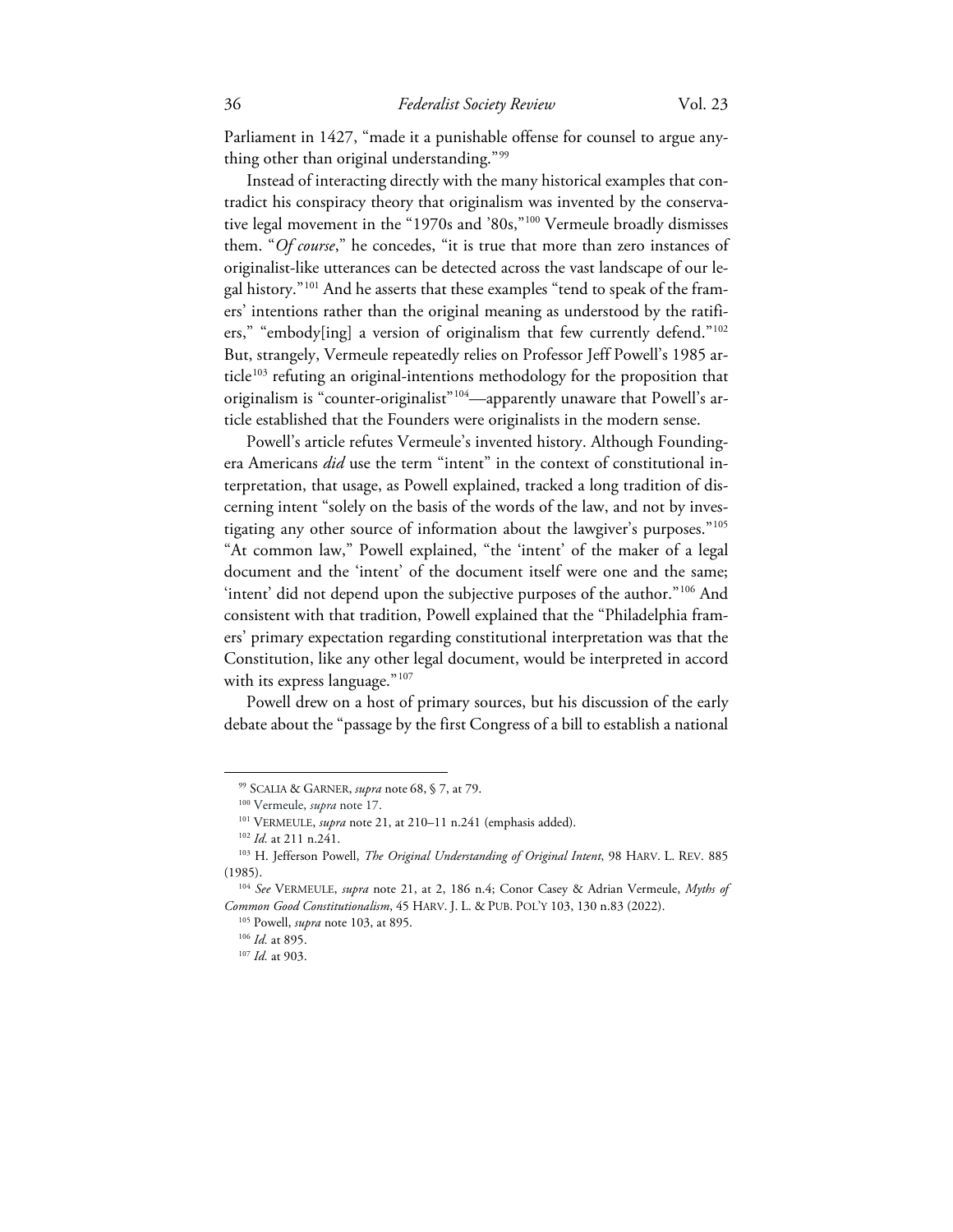Parliament in 1427, "made it a punishable offense for counsel to argue anything other than original understanding."[99]

Instead of interacting directly with the many historical examples that contradict his conspiracy theory that originalism was invented by the conservative legal movement in the "1970s and '80s,"[100] Vermeule broadly dismisses them. "*Of course*," he concedes, "it is true that more than zero instances of originalist-like utterances can be detected across the vast landscape of our legal history."[101] And he asserts that these examples "tend to speak of the framers' intentions rather than the original meaning as understood by the ratifiers," "embody[ing] a version of originalism that few currently defend."[102] But, strangely, Vermeule repeatedly relies on Professor Jeff Powell's 1985 article[103] refuting an original-intentions methodology for the proposition that originalism is "counter-originalist"[104]—apparently unaware that Powell's article established that the Founders were originalists in the modern sense.

Powell's article refutes Vermeule's invented history. Although Founding-era Americans *did* use the term "intent" in the context of constitutional interpretation, that usage, as Powell explained, tracked a long tradition of discerning intent "solely on the basis of the words of the law, and not by investigating any other source of information about the lawgiver's purposes."[105] "At common law," Powell explained, "the 'intent' of the maker of a legal document and the 'intent' of the document itself were one and the same; 'intent' did not depend upon the subjective purposes of the author."[106] And consistent with that tradition, Powell explained that the "Philadelphia framers' primary expectation regarding constitutional interpretation was that the Constitution, like any other legal document, would be interpreted in accord with its express language."[107]

Powell drew on a host of primary sources, but his discussion of the early debate about the "passage by the first Congress of a bill to establish a national

---

[99] SCALIA & GARNER, *supra* note 68, § 7, at 79.

[100] Vermeule, *supra* note 17.

[101] VERMEULE, *supra* note 21, at 210–11 n.241 (emphasis added).

[102] *Id.* at 211 n.241.

[103] H. Jefferson Powell, *The Original Understanding of Original Intent*, 98 HARV. L. REV. 885 (1985).

[104] *See* VERMEULE, *supra* note 21, at 2, 186 n.4; Conor Casey & Adrian Vermeule, *Myths of Common Good Constitutionalism*, 45 HARV. J. L. & PUB. POL'Y 103, 130 n.83 (2022).

[105] Powell, *supra* note 103, at 895.

[106] *Id.* at 895.

[107] *Id.* at 903.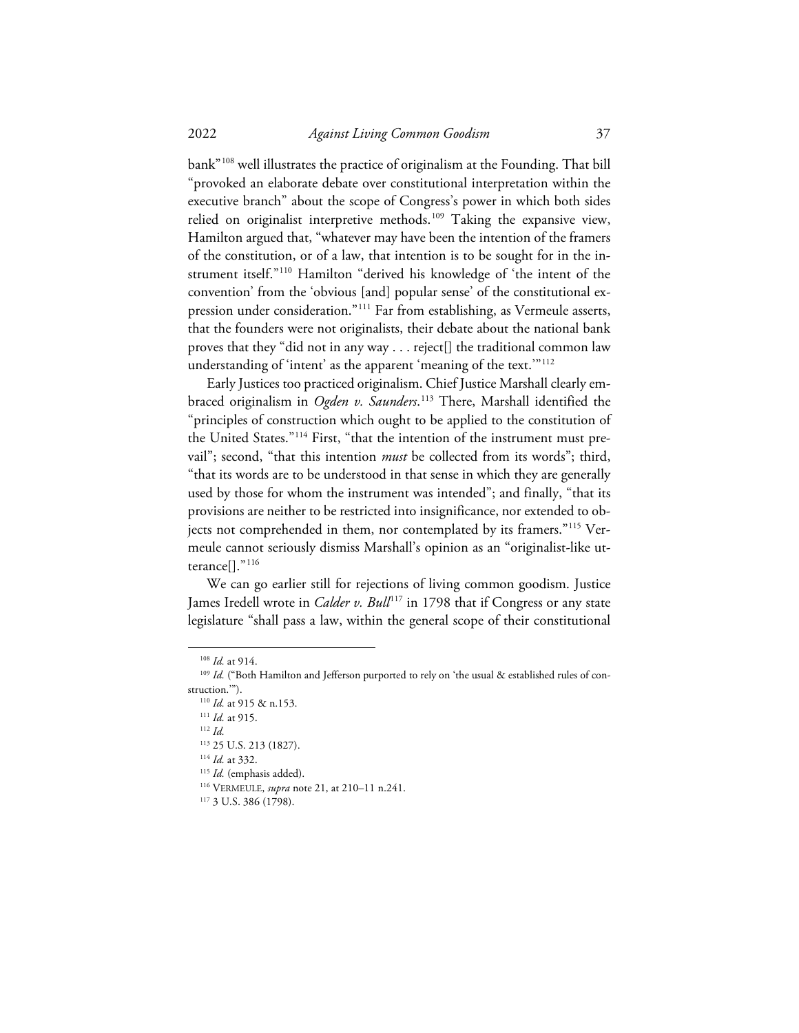bank"[108] well illustrates the practice of originalism at the Founding. That bill "provoked an elaborate debate over constitutional interpretation within the executive branch" about the scope of Congress's power in which both sides relied on originalist interpretive methods.[109] Taking the expansive view, Hamilton argued that, "whatever may have been the intention of the framers of the constitution, or of a law, that intention is to be sought for in the instrument itself."[110] Hamilton "derived his knowledge of 'the intent of the convention' from the 'obvious [and] popular sense' of the constitutional expression under consideration."[111] Far from establishing, as Vermeule asserts, that the founders were not originalists, their debate about the national bank proves that they "did not in any way . . . reject[] the traditional common law understanding of 'intent' as the apparent 'meaning of the text.'"[112]

Early Justices too practiced originalism. Chief Justice Marshall clearly embraced originalism in *Ogden v. Saunders*.[113] There, Marshall identified the "principles of construction which ought to be applied to the constitution of the United States."[114] First, "that the intention of the instrument must prevail"; second, "that this intention *must* be collected from its words"; third, "that its words are to be understood in that sense in which they are generally used by those for whom the instrument was intended"; and finally, "that its provisions are neither to be restricted into insignificance, nor extended to objects not comprehended in them, nor contemplated by its framers."[115] Vermeule cannot seriously dismiss Marshall's opinion as an "originalist-like utterance[]."[116]

We can go earlier still for rejections of living common goodism. Justice James Iredell wrote in *Calder v. Bull*[117] in 1798 that if Congress or any state legislature "shall pass a law, within the general scope of their constitutional

---

[108] *Id.* at 914.

[109] *Id.* ("Both Hamilton and Jefferson purported to rely on 'the usual & established rules of construction.'").

[110] *Id.* at 915 & n.153.

[111] *Id.* at 915.

[112] *Id.*

[113] 25 U.S. 213 (1827).

[114] *Id.* at 332.

[115] *Id.* (emphasis added).

[116] VERMEULE, *supra* note 21, at 210–11 n.241.

[117] 3 U.S. 386 (1798).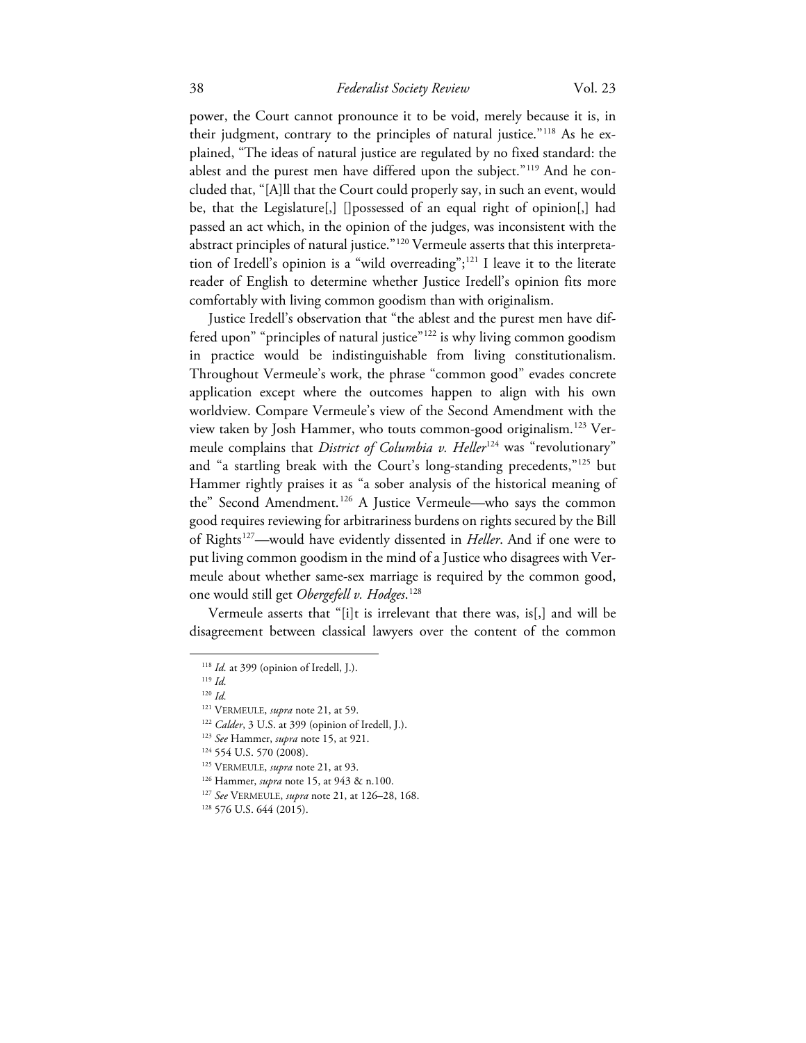power, the Court cannot pronounce it to be void, merely because it is, in their judgment, contrary to the principles of natural justice."[118] As he explained, "The ideas of natural justice are regulated by no fixed standard: the ablest and the purest men have differed upon the subject."[119] And he concluded that, "[A]ll that the Court could properly say, in such an event, would be, that the Legislature[,] []possessed of an equal right of opinion[,] had passed an act which, in the opinion of the judges, was inconsistent with the abstract principles of natural justice."[120] Vermeule asserts that this interpretation of Iredell's opinion is a "wild overreading";[121] I leave it to the literate reader of English to determine whether Justice Iredell's opinion fits more comfortably with living common goodism than with originalism.

Justice Iredell's observation that "the ablest and the purest men have differed upon" "principles of natural justice"[122] is why living common goodism in practice would be indistinguishable from living constitutionalism. Throughout Vermeule's work, the phrase "common good" evades concrete application except where the outcomes happen to align with his own worldview. Compare Vermeule's view of the Second Amendment with the view taken by Josh Hammer, who touts common-good originalism.[123] Vermeule complains that *District of Columbia v. Heller*[124] was "revolutionary" and "a startling break with the Court's long-standing precedents,"[125] but Hammer rightly praises it as "a sober analysis of the historical meaning of the" Second Amendment.[126] A Justice Vermeule—who says the common good requires reviewing for arbitrariness burdens on rights secured by the Bill of Rights[127]—would have evidently dissented in *Heller*. And if one were to put living common goodism in the mind of a Justice who disagrees with Vermeule about whether same-sex marriage is required by the common good, one would still get *Obergefell v. Hodges*.[128]

Vermeule asserts that "[i]t is irrelevant that there was, is[,] and will be disagreement between classical lawyers over the content of the common

---

[118] *Id.* at 399 (opinion of Iredell, J.).

[119] *Id.*

[120] *Id.*

[121] VERMEULE, *supra* note 21, at 59.

[122] *Calder*, 3 U.S. at 399 (opinion of Iredell, J.).

[123] *See* Hammer, *supra* note 15, at 921.

[124] 554 U.S. 570 (2008).

[125] VERMEULE, *supra* note 21, at 93.

[126] Hammer, *supra* note 15, at 943 & n.100.

[127] *See* VERMEULE, *supra* note 21, at 126–28, 168.

[128] 576 U.S. 644 (2015).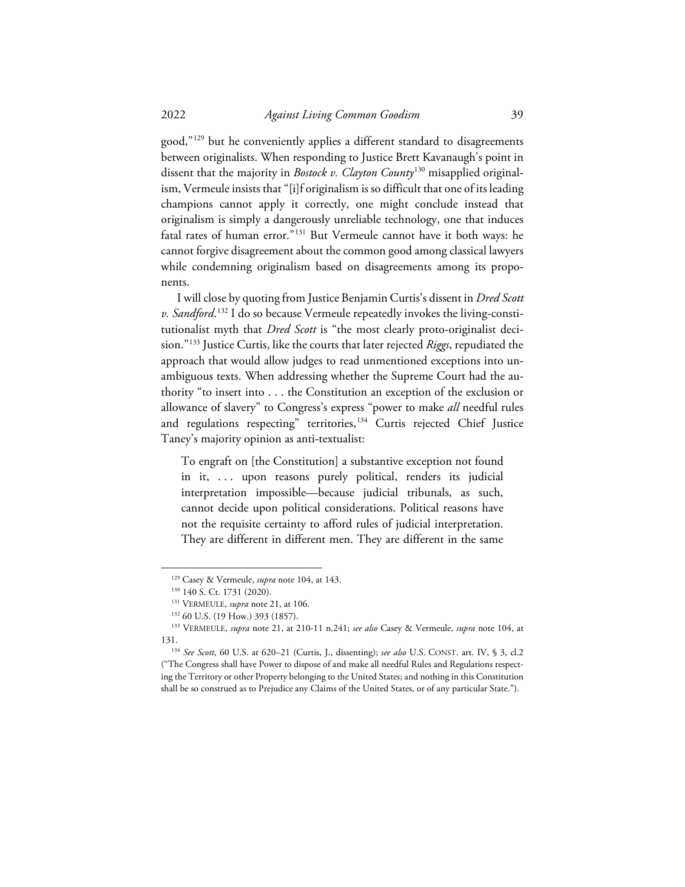good,"[129] but he conveniently applies a different standard to disagreements between originalists. When responding to Justice Brett Kavanaugh's point in dissent that the majority in *Bostock v. Clayton County*[130] misapplied originalism, Vermeule insists that "[i]f originalism is so difficult that one of its leading champions cannot apply it correctly, one might conclude instead that originalism is simply a dangerously unreliable technology, one that induces fatal rates of human error."[131] But Vermeule cannot have it both ways: he cannot forgive disagreement about the common good among classical lawyers while condemning originalism based on disagreements among its proponents.

I will close by quoting from Justice Benjamin Curtis's dissent in *Dred Scott v. Sandford*.[132] I do so because Vermeule repeatedly invokes the living-constitutionalist myth that *Dred Scott* is "the most clearly proto-originalist decision."[133] Justice Curtis, like the courts that later rejected *Riggs*, repudiated the approach that would allow judges to read unmentioned exceptions into unambiguous texts. When addressing whether the Supreme Court had the authority "to insert into . . . the Constitution an exception of the exclusion or allowance of slavery" to Congress's express "power to make *all* needful rules and regulations respecting" territories,[134] Curtis rejected Chief Justice Taney's majority opinion as anti-textualist:

> To engraft on [the Constitution] a substantive exception not found in it, . . . upon reasons purely political, renders its judicial interpretation impossible—because judicial tribunals, as such, cannot decide upon political considerations. Political reasons have not the requisite certainty to afford rules of judicial interpretation. They are different in different men. They are different in the same

---

[129] Casey & Vermeule, *supra* note 104, at 143.

[130] 140 S. Ct. 1731 (2020).

[131] VERMEULE, *supra* note 21, at 106.

[132] 60 U.S. (19 How.) 393 (1857).

[133] VERMEULE, *supra* note 21, at 210-11 n.241; *see also* Casey & Vermeule, *supra* note 104, at 131.

[134] *See Scott*, 60 U.S. at 620–21 (Curtis, J., dissenting); *see also* U.S. CONST. art. IV, § 3, cl.2 ("The Congress shall have Power to dispose of and make all needful Rules and Regulations respecting the Territory or other Property belonging to the United States; and nothing in this Constitution shall be so construed as to Prejudice any Claims of the United States, or of any particular State.").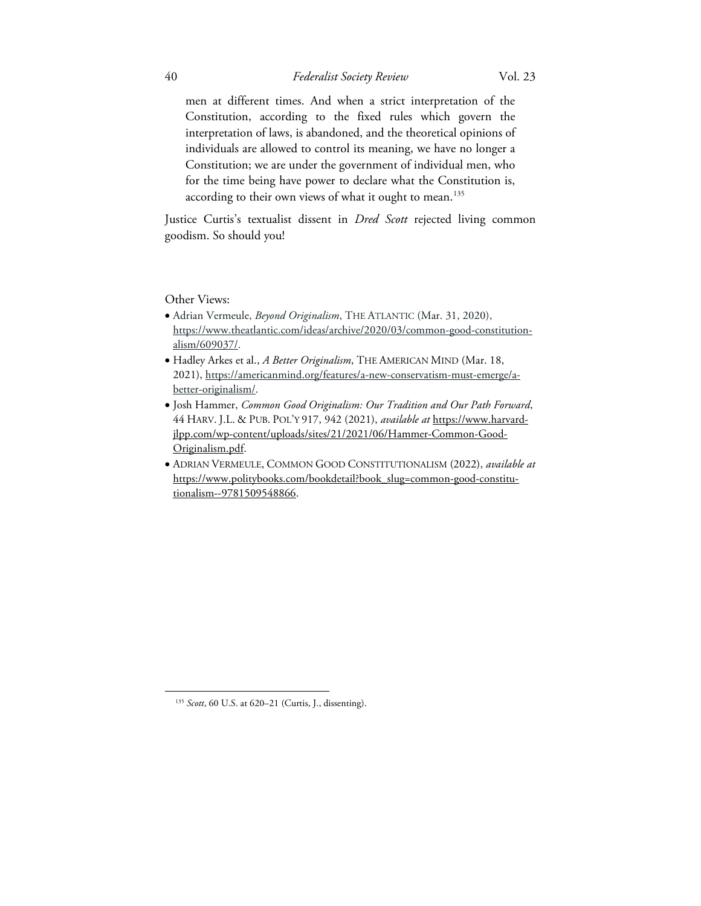> men at different times. And when a strict interpretation of the Constitution, according to the fixed rules which govern the interpretation of laws, is abandoned, and the theoretical opinions of individuals are allowed to control its meaning, we have no longer a Constitution; we are under the government of individual men, who for the time being have power to declare what the Constitution is, according to their own views of what it ought to mean.[135]

Justice Curtis's textualist dissent in *Dred Scott* rejected living common goodism. So should you!

Other Views:

- Adrian Vermeule, *Beyond Originalism*, THE ATLANTIC (Mar. 31, 2020), https://www.theatlantic.com/ideas/archive/2020/03/common-good-constitutionalism/609037/.
- Hadley Arkes et al., *A Better Originalism*, THE AMERICAN MIND (Mar. 18, 2021), https://americanmind.org/features/a-new-conservatism-must-emerge/a-better-originalism/.
- Josh Hammer, *Common Good Originalism: Our Tradition and Our Path Forward*, 44 HARV. J.L. & PUB. POL'Y 917, 942 (2021), *available at* https://www.harvard-jlpp.com/wp-content/uploads/sites/21/2021/06/Hammer-Common-Good-Originalism.pdf.
- ADRIAN VERMEULE, COMMON GOOD CONSTITUTIONALISM (2022), *available at* https://www.politybooks.com/bookdetail?book_slug=common-good-constitutionalism--9781509548866.

---

[135] *Scott*, 60 U.S. at 620–21 (Curtis, J., dissenting).